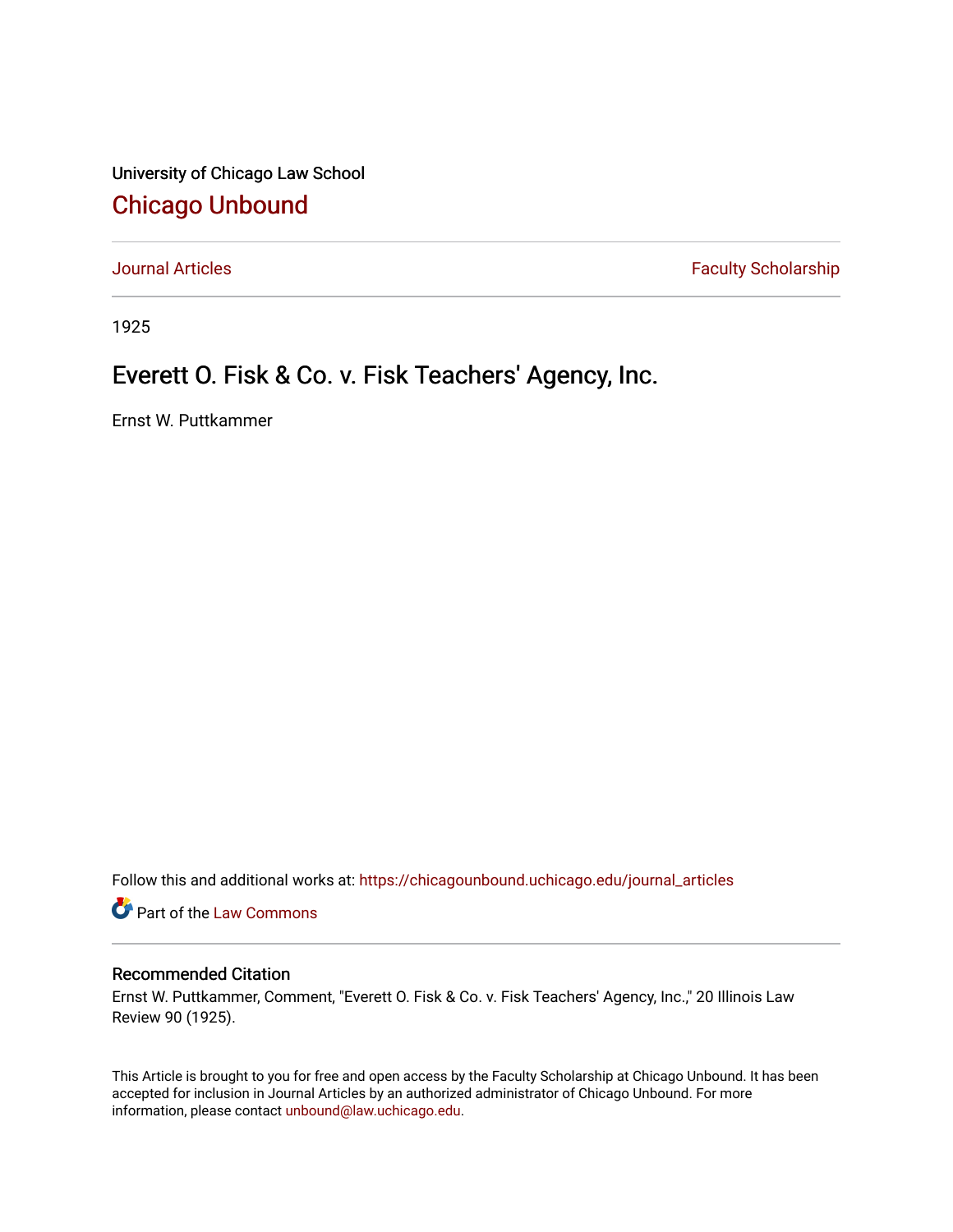University of Chicago Law School

## Chicago Unbound

Journal Articles | Faculty Scholarship

1925

# Everett O. Fisk & Co. v. Fisk Teachers' Agency, Inc.

Ernst W. Puttkammer

Follow this and additional works at: https://chicagounbound.uchicago.edu/journal_articles

Part of the Law Commons

### Recommended Citation

Ernst W. Puttkammer, Comment, "Everett O. Fisk & Co. v. Fisk Teachers' Agency, Inc.," 20 Illinois Law Review 90 (1925).

This Article is brought to you for free and open access by the Faculty Scholarship at Chicago Unbound. It has been accepted for inclusion in Journal Articles by an authorized administrator of Chicago Unbound. For more information, please contact unbound@law.uchicago.edu.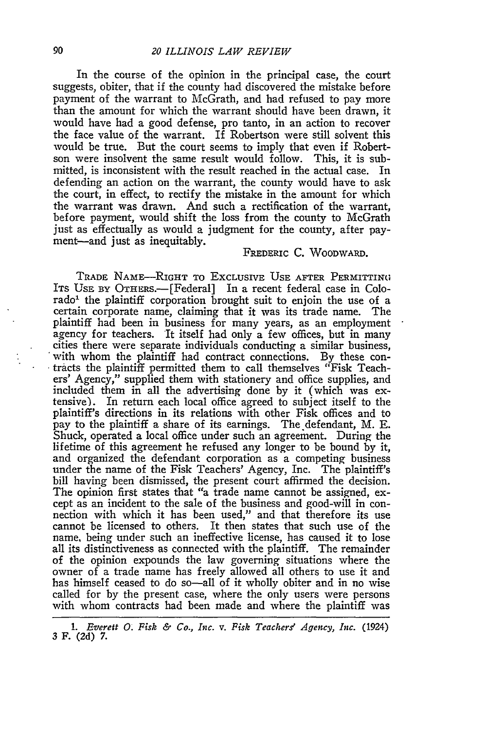In the course of the opinion in the principal case, the court suggests, obiter, that if the county had discovered the mistake before payment of the warrant to McGrath, and had refused to pay more than the amount for which the warrant should have been drawn, it would have had a good defense, pro tanto, in an action to recover the face value of the warrant. If Robertson were still solvent this would be true. But the court seems to imply that even if Robertson were insolvent the same result would follow. This, it is submitted, is inconsistent with the result reached in the actual case. In defending an action on the warrant, the county would have to ask the court, in effect, to rectify the mistake in the amount for which the warrant was drawn. And such a rectification of the warrant, before payment, would shift the loss from the county to McGrath just as effectually as would a judgment for the county, after payment—and just as inequitably.

FREDERIC C. WOODWARD.

TRADE NAME—RIGHT TO EXCLUSIVE USE AFTER PERMITTING ITS USE BY OTHERS.—[Federal] In a recent federal case in Colorado[1] the plaintiff corporation brought suit to enjoin the use of a certain corporate name, claiming that it was its trade name. The plaintiff had been in business for many years, as an employment agency for teachers. It itself had only a few offices, but in many cities there were separate individuals conducting a similar business, with whom the plaintiff had contract connections. By these contracts the plaintiff permitted them to call themselves "Fisk Teachers' Agency," supplied them with stationery and office supplies, and included them in all the advertising done by it (which was extensive). In return each local office agreed to subject itself to the plaintiff's directions in its relations with other Fisk offices and to pay to the plaintiff a share of its earnings. The defendant, M. E. Shuck, operated a local office under such an agreement. During the lifetime of this agreement he refused any longer to be bound by it, and organized the defendant corporation as a competing business under the name of the Fisk Teachers' Agency, Inc. The plaintiff's bill having been dismissed, the present court affirmed the decision. The opinion first states that "a trade name cannot be assigned, except as an incident to the sale of the business and good-will in connection with which it has been used," and that therefore its use cannot be licensed to others. It then states that such use of the name, being under such an ineffective license, has caused it to lose all its distinctiveness as connected with the plaintiff. The remainder of the opinion expounds the law governing situations where the owner of a trade name has freely allowed all others to use it and has himself ceased to do so—all of it wholly obiter and in no wise called for by the present case, where the only users were persons with whom contracts had been made and where the plaintiff was

---

1. *Everett O. Fisk & Co., Inc.* v. *Fisk Teachers' Agency, Inc.* (1924) 3 F. (2d) 7.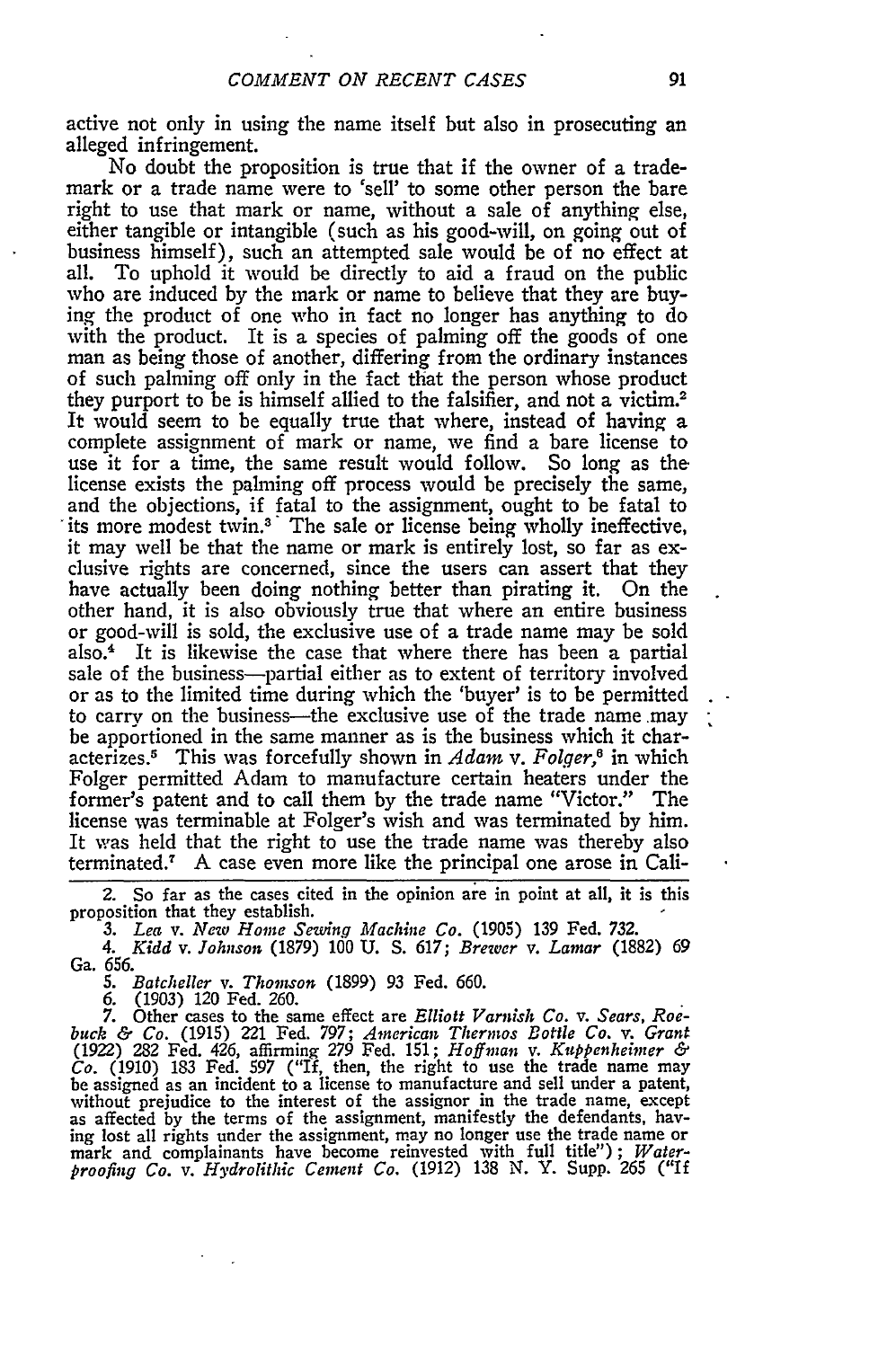active not only in using the name itself but also in prosecuting an alleged infringement.

No doubt the proposition is true that if the owner of a trademark or a trade name were to 'sell' to some other person the bare right to use that mark or name, without a sale of anything else, either tangible or intangible (such as his good-will, on going out of business himself), such an attempted sale would be of no effect at all. To uphold it would be directly to aid a fraud on the public who are induced by the mark or name to believe that they are buying the product of one who in fact no longer has anything to do with the product. It is a species of palming off the goods of one man as being those of another, differing from the ordinary instances of such palming off only in the fact that the person whose product they purport to be is himself allied to the falsifier, and not a victim.[2] It would seem to be equally true that where, instead of having a complete assignment of mark or name, we find a bare license to use it for a time, the same result would follow. So long as the license exists the palming off process would be precisely the same, and the objections, if fatal to the assignment, ought to be fatal to its more modest twin.[3] The sale or license being wholly ineffective, it may well be that the name or mark is entirely lost, so far as exclusive rights are concerned, since the users can assert that they have actually been doing nothing better than pirating it. On the other hand, it is also obviously true that where an entire business or good-will is sold, the exclusive use of a trade name may be sold also.[4] It is likewise the case that where there has been a partial sale of the business—partial either as to extent of territory involved or as to the limited time during which the 'buyer' is to be permitted to carry on the business—the exclusive use of the trade name may be apportioned in the same manner as is the business which it characterizes.[5] This was forcefully shown in *Adam* v. *Folger*,[6] in which Folger permitted Adam to manufacture certain heaters under the former's patent and to call them by the trade name "Victor." The license was terminable at Folger's wish and was terminated by him. It was held that the right to use the trade name was thereby also terminated.[7] A case even more like the principal one arose in Cali-

2. So far as the cases cited in the opinion are in point at all, it is this proposition that they establish.

3. *Lea* v. *New Home Sewing Machine Co.* (1905) 139 Fed. 732.

4. *Kidd* v. *Johnson* (1879) 100 U. S. 617; *Brewer* v. *Lamar* (1882) 69 Ga. 656.

5. *Batcheller* v. *Thomson* (1899) 93 Fed. 660.

6. (1903) 120 Fed. 260.

7. Other cases to the same effect are *Elliott Varnish Co.* v. *Sears, Roebuck & Co.* (1915) 221 Fed. 797; *American Thermos Bottle Co.* v. *Grant* (1922) 282 Fed. 426, affirming 279 Fed. 151; *Hoffman* v. *Kuppenheimer & Co.* (1910) 183 Fed. 597 ("If, then, the right to use the trade name may be assigned as an incident to a license to manufacture and sell under a patent, without prejudice to the interest of the assignor in the trade name, except as affected by the terms of the assignment, manifestly the defendants, having lost all rights under the assignment, may no longer use the trade name or mark and complainants have become reinvested with full title"); *Waterproofing Co.* v. *Hydrolithic Cement Co.* (1912) 138 N. Y. Supp. 265 ("If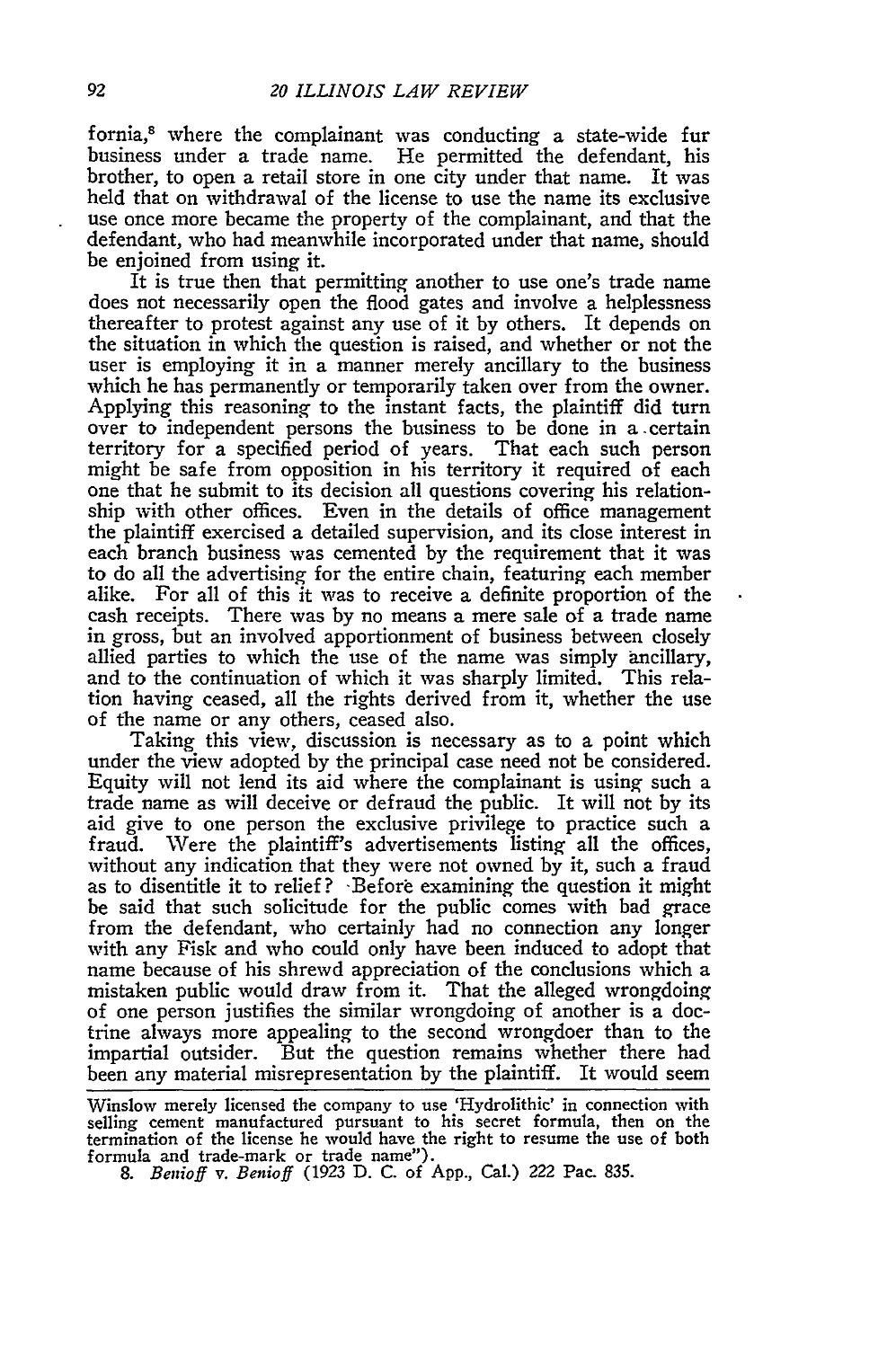fornia,[8] where the complainant was conducting a state-wide fur business under a trade name. He permitted the defendant, his brother, to open a retail store in one city under that name. It was held that on withdrawal of the license to use the name its exclusive use once more became the property of the complainant, and that the defendant, who had meanwhile incorporated under that name, should be enjoined from using it.

It is true then that permitting another to use one's trade name does not necessarily open the flood gates and involve a helplessness thereafter to protest against any use of it by others. It depends on the situation in which the question is raised, and whether or not the user is employing it in a manner merely ancillary to the business which he has permanently or temporarily taken over from the owner. Applying this reasoning to the instant facts, the plaintiff did turn over to independent persons the business to be done in a certain territory for a specified period of years. That each such person might be safe from opposition in his territory it required of each one that he submit to its decision all questions covering his relationship with other offices. Even in the details of office management the plaintiff exercised a detailed supervision, and its close interest in each branch business was cemented by the requirement that it was to do all the advertising for the entire chain, featuring each member alike. For all of this it was to receive a definite proportion of the cash receipts. There was by no means a mere sale of a trade name in gross, but an involved apportionment of business between closely allied parties to which the use of the name was simply ancillary, and to the continuation of which it was sharply limited. This relation having ceased, all the rights derived from it, whether the use of the name or any others, ceased also.

Taking this view, discussion is necessary as to a point which under the view adopted by the principal case need not be considered. Equity will not lend its aid where the complainant is using such a trade name as will deceive or defraud the public. It will not by its aid give to one person the exclusive privilege to practice such a fraud. Were the plaintiff's advertisements listing all the offices, without any indication that they were not owned by it, such a fraud as to disentitle it to relief? Before examining the question it might be said that such solicitude for the public comes with bad grace from the defendant, who certainly had no connection any longer with any Fisk and who could only have been induced to adopt that name because of his shrewd appreciation of the conclusions which a mistaken public would draw from it. That the alleged wrongdoing of one person justifies the similar wrongdoing of another is a doctrine always more appealing to the second wrongdoer than to the impartial outsider. But the question remains whether there had been any material misrepresentation by the plaintiff. It would seem

---

Winslow merely licensed the company to use 'Hydrolithic' in connection with selling cement manufactured pursuant to his secret formula, then on the termination of the license he would have the right to resume the use of both formula and trade-mark or trade name").

8. *Benioff v. Benioff* (1923 D. C. of App., Cal.) 222 Pac. 835.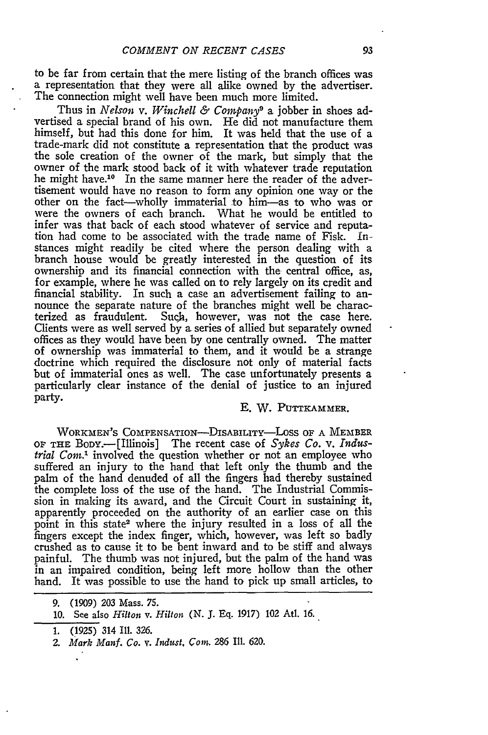to be far from certain that the mere listing of the branch offices was a representation that they were all alike owned by the advertiser. The connection might well have been much more limited.

Thus in *Nelson* v. *Winchell & Company*[9] a jobber in shoes advertised a special brand of his own. He did not manufacture them himself, but had this done for him. It was held that the use of a trade-mark did not constitute a representation that the product was the sole creation of the owner of the mark, but simply that the owner of the mark stood back of it with whatever trade reputation he might have.[10] In the same manner here the reader of the advertisement would have no reason to form any opinion one way or the other on the fact—wholly immaterial to him—as to who was or were the owners of each branch. What he would be entitled to infer was that back of each stood whatever of service and reputation had come to be associated with the trade name of Fisk. Instances might readily be cited where the person dealing with a branch house would be greatly interested in the question of its ownership and its financial connection with the central office, as, for example, where he was called on to rely largely on its credit and financial stability. In such a case an advertisement failing to announce the separate nature of the branches might well be characterized as fraudulent. Such, however, was not the case here. Clients were as well served by a series of allied but separately owned offices as they would have been by one centrally owned. The matter of ownership was immaterial to them, and it would be a strange doctrine which required the disclosure not only of material facts but of immaterial ones as well. The case unfortunately presents a particularly clear instance of the denial of justice to an injured party.

E. W. PUTTKAMMER.

WORKMEN'S COMPENSATION—DISABILITY—LOSS OF A MEMBER OF THE BODY.—[Illinois] The recent case of *Sykes Co.* v. *Industrial Com.*[1] involved the question whether or not an employee who suffered an injury to the hand that left only the thumb and the palm of the hand denuded of all the fingers had thereby sustained the complete loss of the use of the hand. The Industrial Commission in making its award, and the Circuit Court in sustaining it, apparently proceeded on the authority of an earlier case on this point in this state[2] where the injury resulted in a loss of all the fingers except the index finger, which, however, was left so badly crushed as to cause it to be bent inward and to be stiff and always painful. The thumb was not injured, but the palm of the hand was in an impaired condition, being left more hollow than the other hand. It was possible to use the hand to pick up small articles, to

9. (1909) 203 Mass. 75.

10. See also *Hilton* v. *Hilton* (N. J. Eq. 1917) 102 Atl. 16.

1. (1925) 314 Ill. 326.

2. *Mark Manf. Co.* v. *Indust. Com.* 286 Ill. 620.